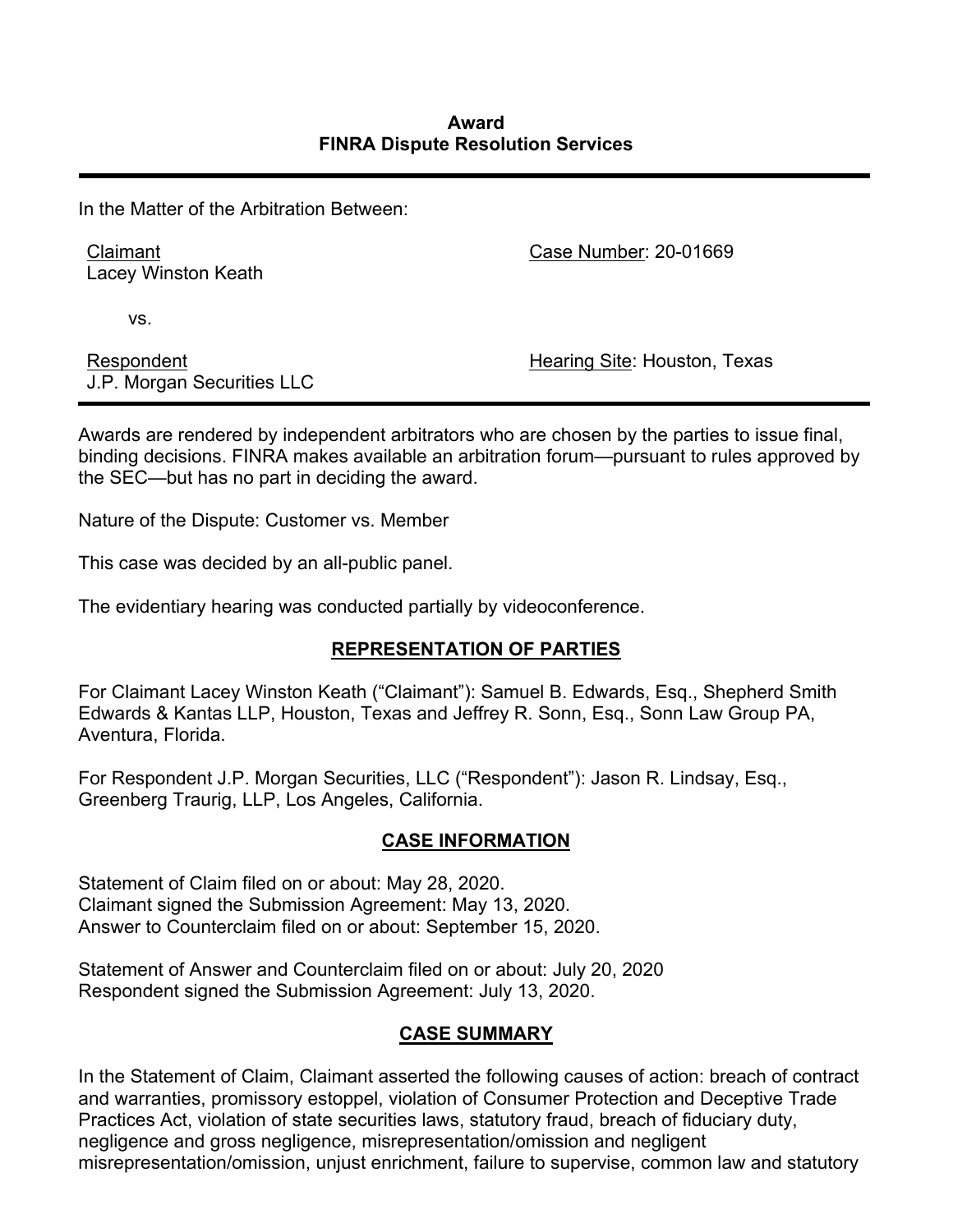**Award**
**FINRA Dispute Resolution Services**

---

In the Matter of the Arbitration Between:

| | |
|---|---|
| Claimant<br>Lacey Winston Keath | Case Number: 20-01669 |
| vs. | |
| Respondent<br>J.P. Morgan Securities LLC | Hearing Site: Houston, Texas |

---

Awards are rendered by independent arbitrators who are chosen by the parties to issue final, binding decisions. FINRA makes available an arbitration forum—pursuant to rules approved by the SEC—but has no part in deciding the award.

Nature of the Dispute: Customer vs. Member

This case was decided by an all-public panel.

The evidentiary hearing was conducted partially by videoconference.

## REPRESENTATION OF PARTIES

For Claimant Lacey Winston Keath ("Claimant"): Samuel B. Edwards, Esq., Shepherd Smith Edwards & Kantas LLP, Houston, Texas and Jeffrey R. Sonn, Esq., Sonn Law Group PA, Aventura, Florida.

For Respondent J.P. Morgan Securities, LLC ("Respondent"): Jason R. Lindsay, Esq., Greenberg Traurig, LLP, Los Angeles, California.

## CASE INFORMATION

Statement of Claim filed on or about: May 28, 2020.
Claimant signed the Submission Agreement: May 13, 2020.
Answer to Counterclaim filed on or about: September 15, 2020.

Statement of Answer and Counterclaim filed on or about: July 20, 2020
Respondent signed the Submission Agreement: July 13, 2020.

## CASE SUMMARY

In the Statement of Claim, Claimant asserted the following causes of action: breach of contract and warranties, promissory estoppel, violation of Consumer Protection and Deceptive Trade Practices Act, violation of state securities laws, statutory fraud, breach of fiduciary duty, negligence and gross negligence, misrepresentation/omission and negligent misrepresentation/omission, unjust enrichment, failure to supervise, common law and statutory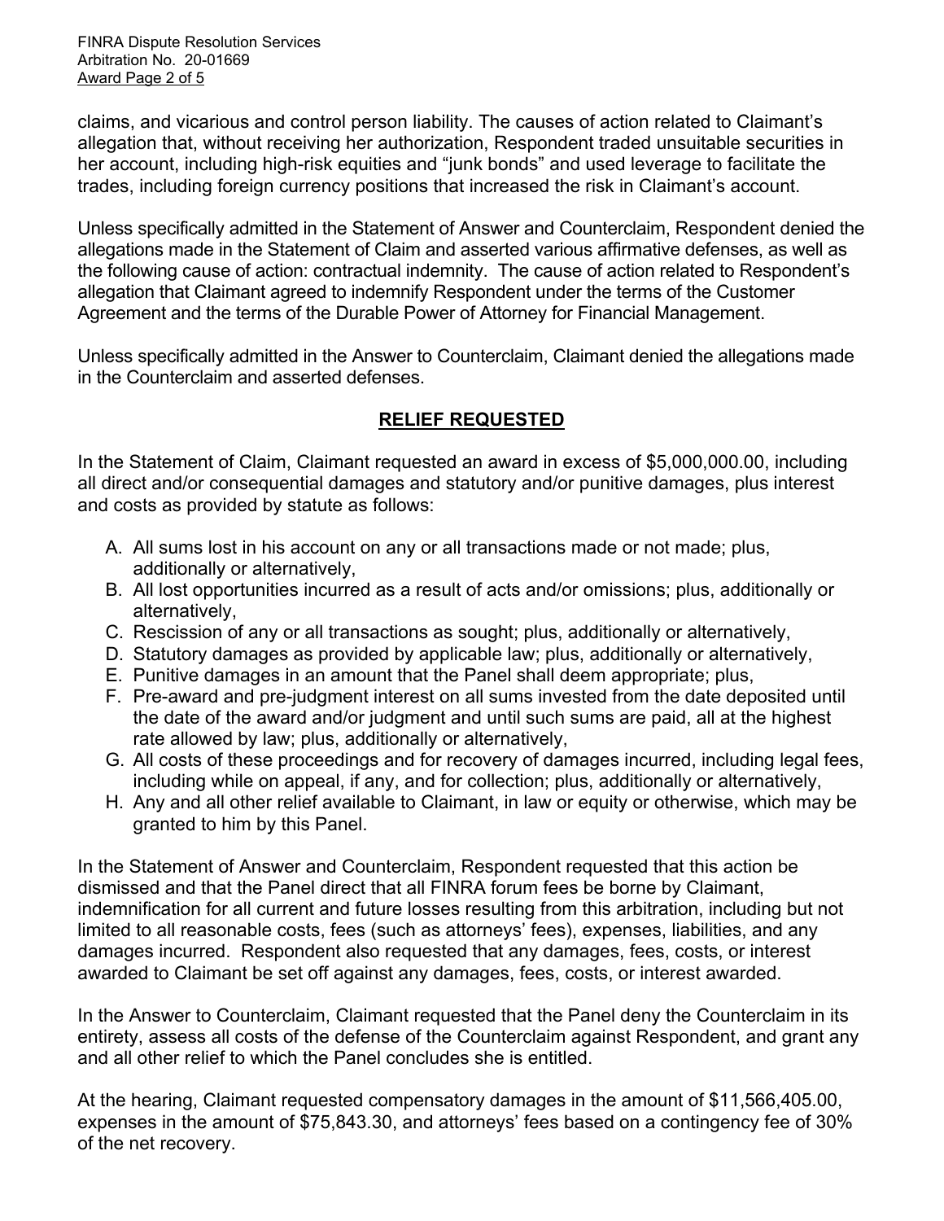claims, and vicarious and control person liability. The causes of action related to Claimant's allegation that, without receiving her authorization, Respondent traded unsuitable securities in her account, including high-risk equities and "junk bonds" and used leverage to facilitate the trades, including foreign currency positions that increased the risk in Claimant's account.

Unless specifically admitted in the Statement of Answer and Counterclaim, Respondent denied the allegations made in the Statement of Claim and asserted various affirmative defenses, as well as the following cause of action: contractual indemnity. The cause of action related to Respondent's allegation that Claimant agreed to indemnify Respondent under the terms of the Customer Agreement and the terms of the Durable Power of Attorney for Financial Management.

Unless specifically admitted in the Answer to Counterclaim, Claimant denied the allegations made in the Counterclaim and asserted defenses.

## RELIEF REQUESTED

In the Statement of Claim, Claimant requested an award in excess of $5,000,000.00, including all direct and/or consequential damages and statutory and/or punitive damages, plus interest and costs as provided by statute as follows:

A. All sums lost in his account on any or all transactions made or not made; plus, additionally or alternatively,
B. All lost opportunities incurred as a result of acts and/or omissions; plus, additionally or alternatively,
C. Rescission of any or all transactions as sought; plus, additionally or alternatively,
D. Statutory damages as provided by applicable law; plus, additionally or alternatively,
E. Punitive damages in an amount that the Panel shall deem appropriate; plus,
F. Pre-award and pre-judgment interest on all sums invested from the date deposited until the date of the award and/or judgment and until such sums are paid, all at the highest rate allowed by law; plus, additionally or alternatively,
G. All costs of these proceedings and for recovery of damages incurred, including legal fees, including while on appeal, if any, and for collection; plus, additionally or alternatively,
H. Any and all other relief available to Claimant, in law or equity or otherwise, which may be granted to him by this Panel.

In the Statement of Answer and Counterclaim, Respondent requested that this action be dismissed and that the Panel direct that all FINRA forum fees be borne by Claimant, indemnification for all current and future losses resulting from this arbitration, including but not limited to all reasonable costs, fees (such as attorneys' fees), expenses, liabilities, and any damages incurred. Respondent also requested that any damages, fees, costs, or interest awarded to Claimant be set off against any damages, fees, costs, or interest awarded.

In the Answer to Counterclaim, Claimant requested that the Panel deny the Counterclaim in its entirety, assess all costs of the defense of the Counterclaim against Respondent, and grant any and all other relief to which the Panel concludes she is entitled.

At the hearing, Claimant requested compensatory damages in the amount of $11,566,405.00, expenses in the amount of $75,843.30, and attorneys' fees based on a contingency fee of 30% of the net recovery.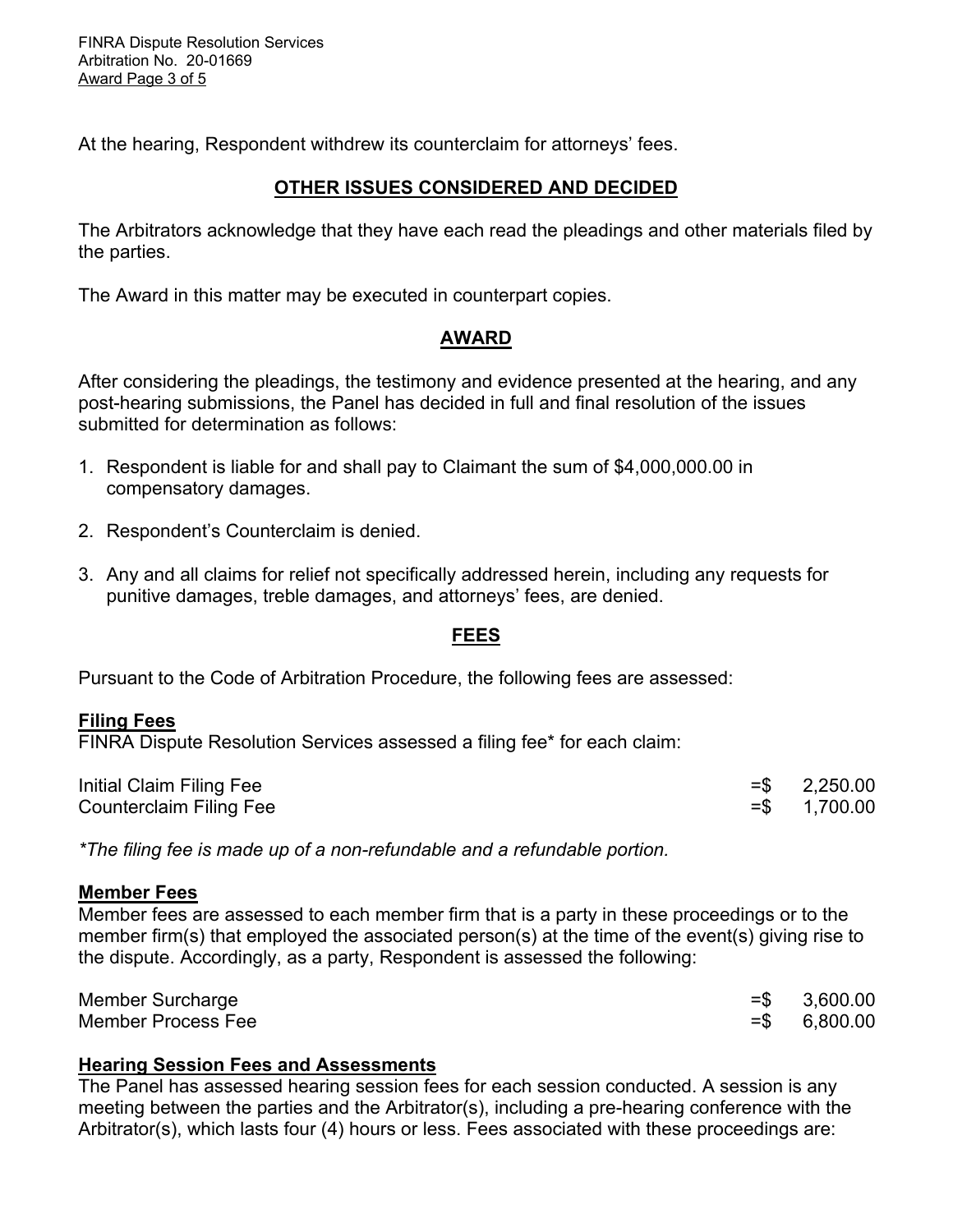At the hearing, Respondent withdrew its counterclaim for attorneys' fees.

## OTHER ISSUES CONSIDERED AND DECIDED

The Arbitrators acknowledge that they have each read the pleadings and other materials filed by the parties.

The Award in this matter may be executed in counterpart copies.

## AWARD

After considering the pleadings, the testimony and evidence presented at the hearing, and any post-hearing submissions, the Panel has decided in full and final resolution of the issues submitted for determination as follows:

1. Respondent is liable for and shall pay to Claimant the sum of $4,000,000.00 in compensatory damages.

2. Respondent's Counterclaim is denied.

3. Any and all claims for relief not specifically addressed herein, including any requests for punitive damages, treble damages, and attorneys' fees, are denied.

## FEES

Pursuant to the Code of Arbitration Procedure, the following fees are assessed:

### Filing Fees

FINRA Dispute Resolution Services assessed a filing fee* for each claim:

| | |
|---|---|
| Initial Claim Filing Fee | =$ 2,250.00 |
| Counterclaim Filing Fee | =$ 1,700.00 |

*\*The filing fee is made up of a non-refundable and a refundable portion.*

### Member Fees

Member fees are assessed to each member firm that is a party in these proceedings or to the member firm(s) that employed the associated person(s) at the time of the event(s) giving rise to the dispute. Accordingly, as a party, Respondent is assessed the following:

| | |
|---|---|
| Member Surcharge | =$ 3,600.00 |
| Member Process Fee | =$ 6,800.00 |

### Hearing Session Fees and Assessments

The Panel has assessed hearing session fees for each session conducted. A session is any meeting between the parties and the Arbitrator(s), including a pre-hearing conference with the Arbitrator(s), which lasts four (4) hours or less. Fees associated with these proceedings are: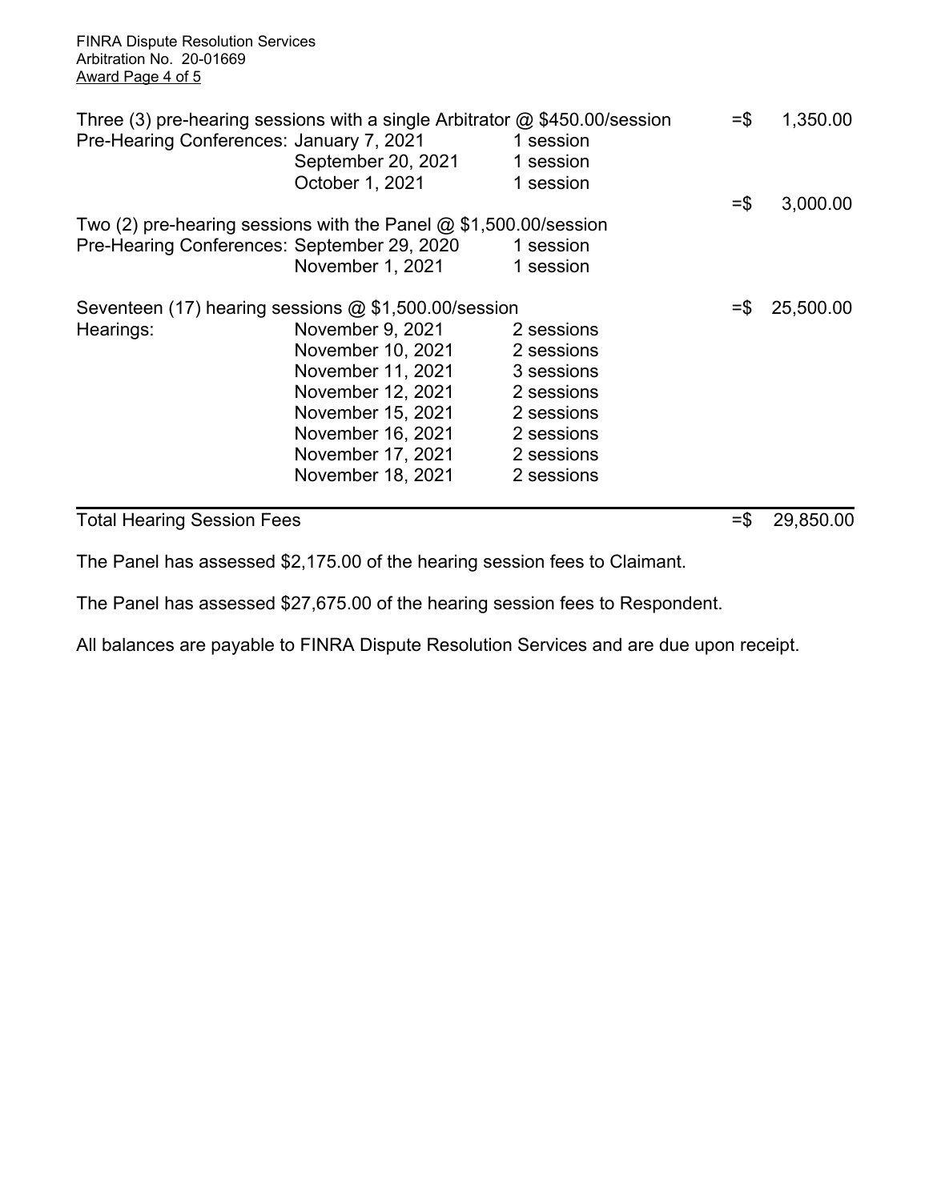| | | | | |
|---|---|---|---|---|
| Three (3) pre-hearing sessions with a single Arbitrator @ $450.00/session | | | =$ | 1,350.00 |
| Pre-Hearing Conferences: | January 7, 2021 | 1 session | | |
| | September 20, 2021 | 1 session | | |
| | October 1, 2021 | 1 session | | |
| | | | =$ | 3,000.00 |
| Two (2) pre-hearing sessions with the Panel @ $1,500.00/session | | | | |
| Pre-Hearing Conferences: | September 29, 2020 | 1 session | | |
| | November 1, 2021 | 1 session | | |
| Seventeen (17) hearing sessions @ $1,500.00/session | | | =$ | 25,500.00 |
| Hearings: | November 9, 2021 | 2 sessions | | |
| | November 10, 2021 | 2 sessions | | |
| | November 11, 2021 | 3 sessions | | |
| | November 12, 2021 | 2 sessions | | |
| | November 15, 2021 | 2 sessions | | |
| | November 16, 2021 | 2 sessions | | |
| | November 17, 2021 | 2 sessions | | |
| | November 18, 2021 | 2 sessions | | |
| **Total Hearing Session Fees** | | | =$ | 29,850.00 |

The Panel has assessed $2,175.00 of the hearing session fees to Claimant.

The Panel has assessed $27,675.00 of the hearing session fees to Respondent.

All balances are payable to FINRA Dispute Resolution Services and are due upon receipt.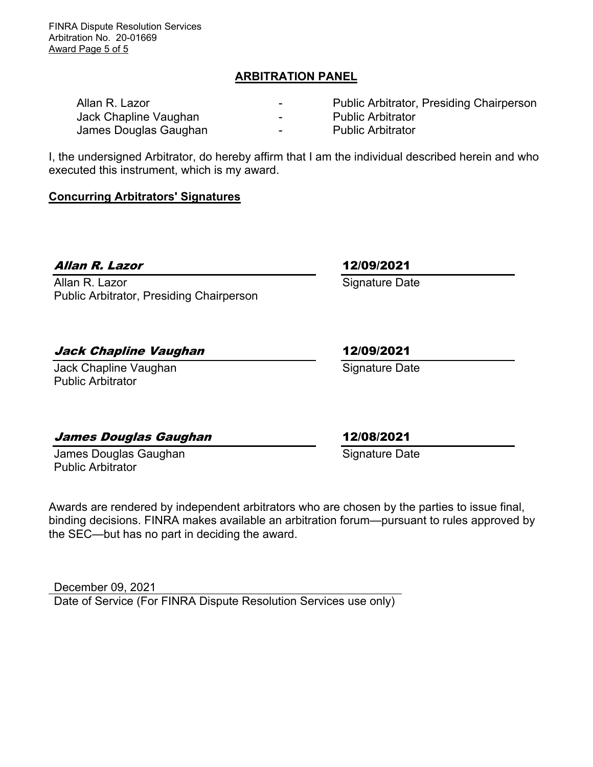## ARBITRATION PANEL

| | | |
|---|---|---|
| Allan R. Lazor | - | Public Arbitrator, Presiding Chairperson |
| Jack Chapline Vaughan | - | Public Arbitrator |
| James Douglas Gaughan | - | Public Arbitrator |

I, the undersigned Arbitrator, do hereby affirm that I am the individual described herein and who executed this instrument, which is my award.

**Concurring Arbitrators' Signatures**

*Allan R. Lazor* — **12/09/2021**

Allan R. Lazor
Public Arbitrator, Presiding Chairperson — Signature Date

*Jack Chapline Vaughan* — **12/09/2021**

Jack Chapline Vaughan
Public Arbitrator — Signature Date

*James Douglas Gaughan* — **12/08/2021**

James Douglas Gaughan
Public Arbitrator — Signature Date

Awards are rendered by independent arbitrators who are chosen by the parties to issue final, binding decisions. FINRA makes available an arbitration forum—pursuant to rules approved by the SEC—but has no part in deciding the award.

December 09, 2021
Date of Service (For FINRA Dispute Resolution Services use only)